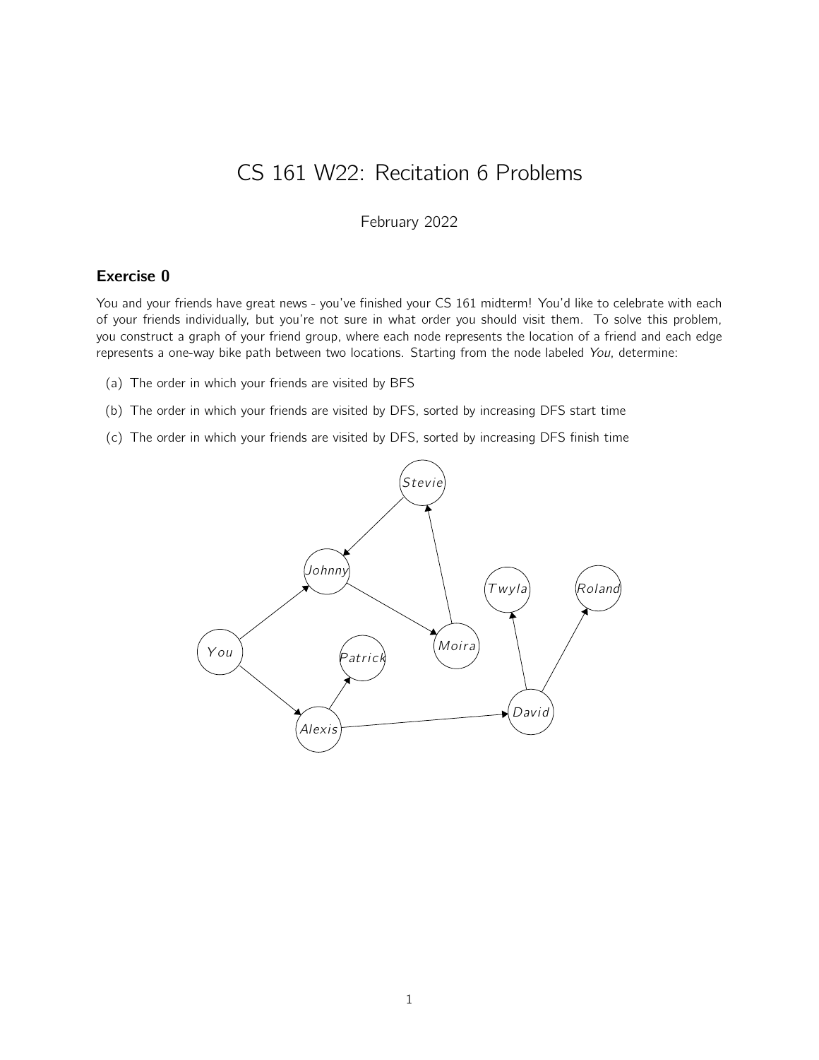# CS 161 W22: Recitation 6 Problems

February 2022

## Exercise 0

You and your friends have great news - you've finished your CS 161 midterm! You'd like to celebrate with each of your friends individually, but you're not sure in what order you should visit them. To solve this problem, you construct a graph of your friend group, where each node represents the location of a friend and each edge represents a one-way bike path between two locations. Starting from the node labeled *You*, determine:

(a) The order in which your friends are visited by BFS

(b) The order in which your friends are visited by DFS, sorted by increasing DFS start time

(c) The order in which your friends are visited by DFS, sorted by increasing DFS finish time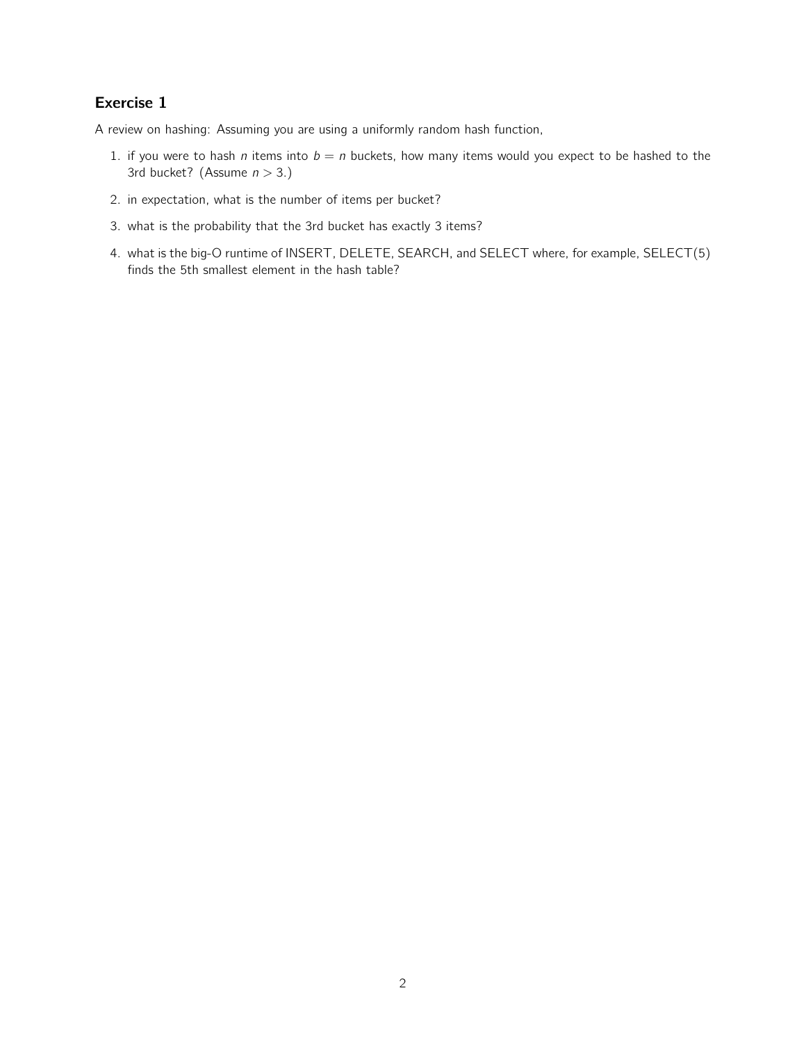## Exercise 1

A review on hashing: Assuming you are using a uniformly random hash function,

1. if you were to hash $n$ items into $b = n$ buckets, how many items would you expect to be hashed to the 3rd bucket? (Assume $n > 3$.)
2. in expectation, what is the number of items per bucket?
3. what is the probability that the 3rd bucket has exactly 3 items?
4. what is the big-O runtime of INSERT, DELETE, SEARCH, and SELECT where, for example, SELECT(5) finds the 5th smallest element in the hash table?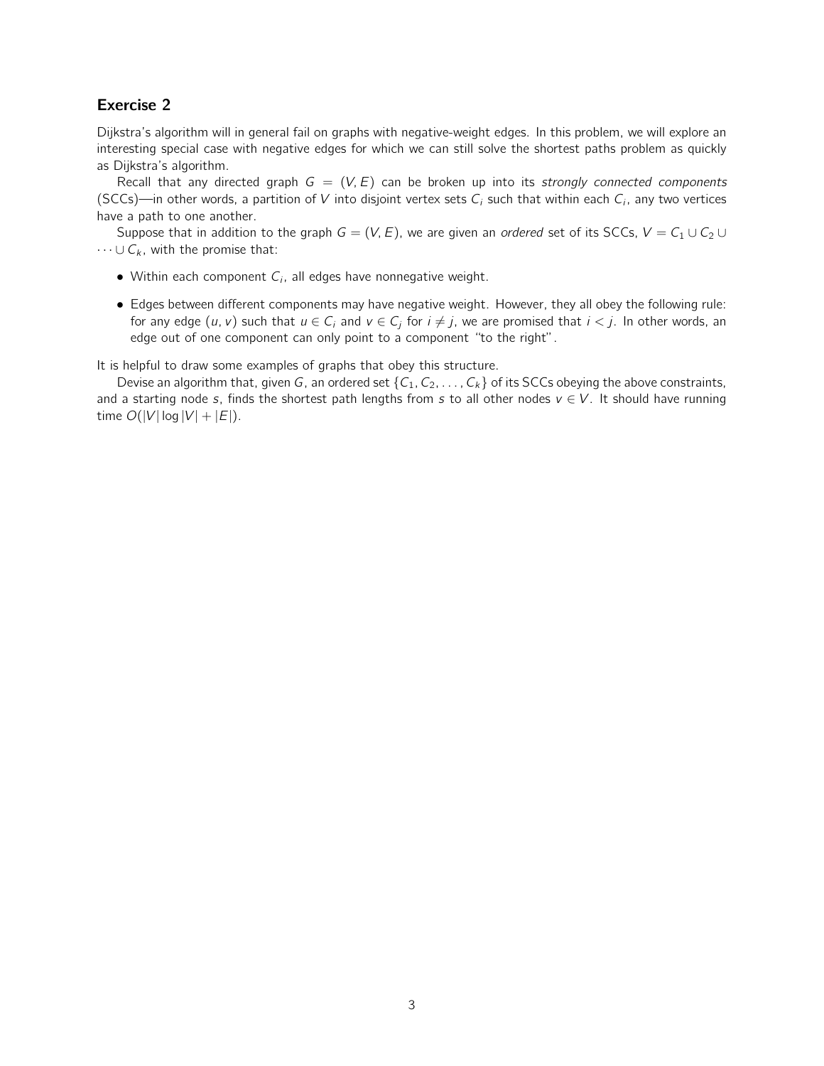## Exercise 2

Dijkstra's algorithm will in general fail on graphs with negative-weight edges. In this problem, we will explore an interesting special case with negative edges for which we can still solve the shortest paths problem as quickly as Dijkstra's algorithm.

Recall that any directed graph $G = (V, E)$ can be broken up into its *strongly connected components* (SCCs)—in other words, a partition of $V$ into disjoint vertex sets $C_i$ such that within each $C_i$, any two vertices have a path to one another.

Suppose that in addition to the graph $G = (V, E)$, we are given an *ordered* set of its SCCs, $V = C_1 \cup C_2 \cup \cdots \cup C_k$, with the promise that:

- Within each component $C_i$, all edges have nonnegative weight.
- Edges between different components may have negative weight. However, they all obey the following rule: for any edge $(u, v)$ such that $u \in C_i$ and $v \in C_j$ for $i \neq j$, we are promised that $i < j$. In other words, an edge out of one component can only point to a component "to the right".

It is helpful to draw some examples of graphs that obey this structure.

Devise an algorithm that, given $G$, an ordered set $\{C_1, C_2, \ldots, C_k\}$ of its SCCs obeying the above constraints, and a starting node $s$, finds the shortest path lengths from $s$ to all other nodes $v \in V$. It should have running time $O(|V| \log |V| + |E|)$.